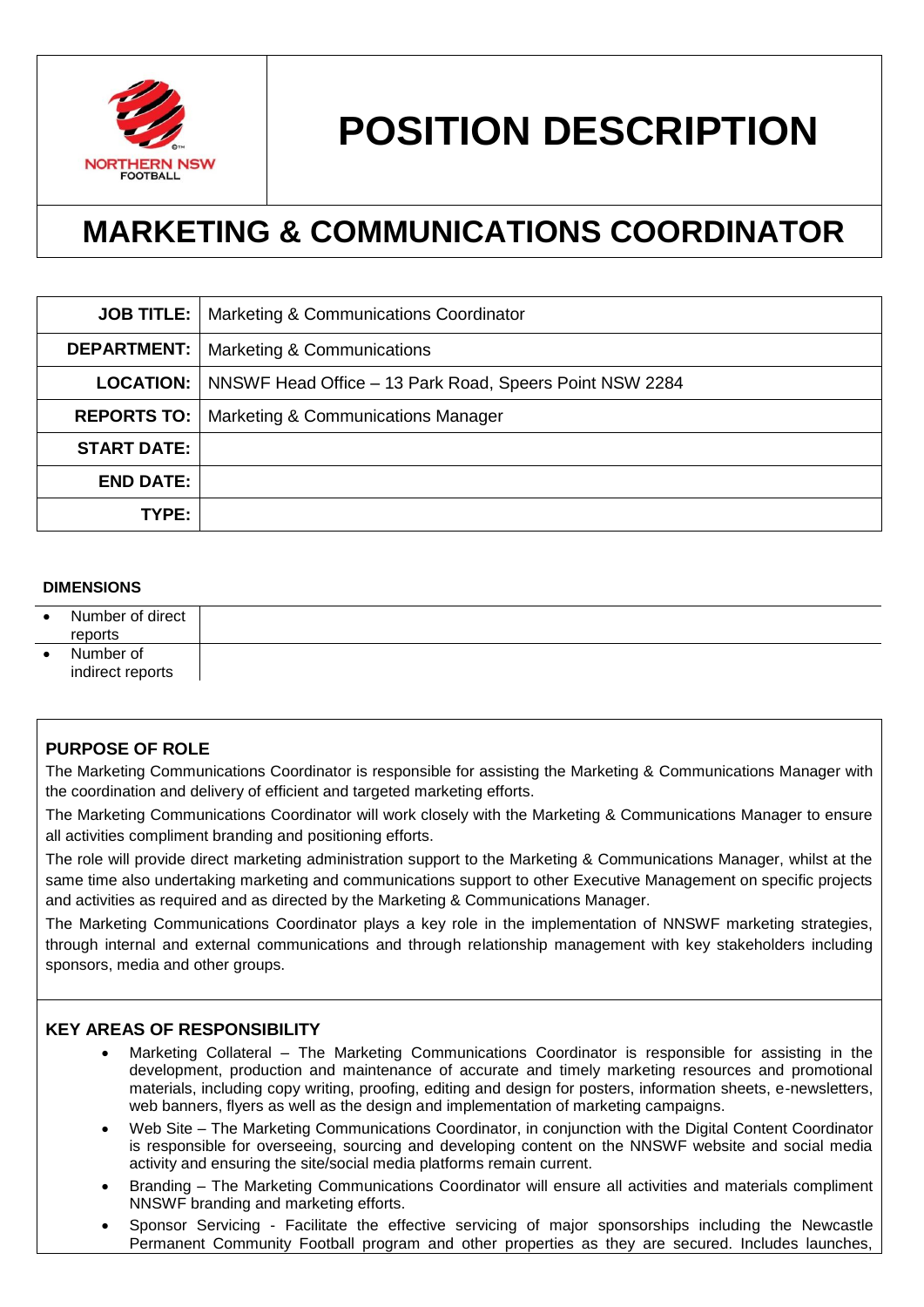NORTHERN NSW FOOTBALL

# POSITION DESCRIPTION

# MARKETING & COMMUNICATIONS COORDINATOR

| | |
|---|---|
| **JOB TITLE:** | Marketing & Communications Coordinator |
| **DEPARTMENT:** | Marketing & Communications |
| **LOCATION:** | NNSWF Head Office – 13 Park Road, Speers Point NSW 2284 |
| **REPORTS TO:** | Marketing & Communications Manager |
| **START DATE:** | |
| **END DATE:** | |
| **TYPE:** | |

**DIMENSIONS**

| | |
|---|---|
| • Number of direct reports | |
| • Number of indirect reports | |

## PURPOSE OF ROLE

The Marketing Communications Coordinator is responsible for assisting the Marketing & Communications Manager with the coordination and delivery of efficient and targeted marketing efforts.

The Marketing Communications Coordinator will work closely with the Marketing & Communications Manager to ensure all activities compliment branding and positioning efforts.

The role will provide direct marketing administration support to the Marketing & Communications Manager, whilst at the same time also undertaking marketing and communications support to other Executive Management on specific projects and activities as required and as directed by the Marketing & Communications Manager.

The Marketing Communications Coordinator plays a key role in the implementation of NNSWF marketing strategies, through internal and external communications and through relationship management with key stakeholders including sponsors, media and other groups.

## KEY AREAS OF RESPONSIBILITY

- Marketing Collateral – The Marketing Communications Coordinator is responsible for assisting in the development, production and maintenance of accurate and timely marketing resources and promotional materials, including copy writing, proofing, editing and design for posters, information sheets, e-newsletters, web banners, flyers as well as the design and implementation of marketing campaigns.
- Web Site – The Marketing Communications Coordinator, in conjunction with the Digital Content Coordinator is responsible for overseeing, sourcing and developing content on the NNSWF website and social media activity and ensuring the site/social media platforms remain current.
- Branding – The Marketing Communications Coordinator will ensure all activities and materials compliment NNSWF branding and marketing efforts.
- Sponsor Servicing - Facilitate the effective servicing of major sponsorships including the Newcastle Permanent Community Football program and other properties as they are secured. Includes launches,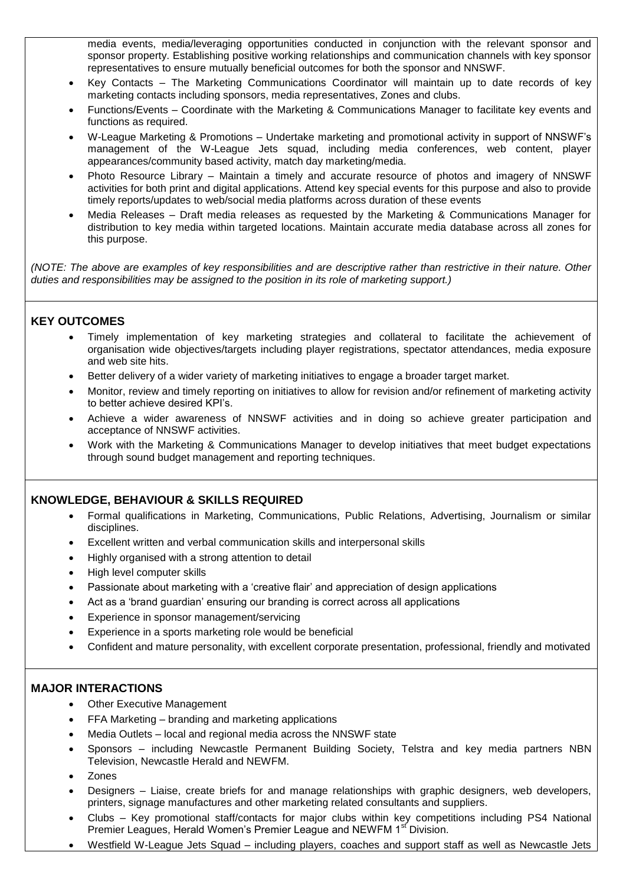media events, media/leveraging opportunities conducted in conjunction with the relevant sponsor and sponsor property. Establishing positive working relationships and communication channels with key sponsor representatives to ensure mutually beneficial outcomes for both the sponsor and NNSWF.

- Key Contacts – The Marketing Communications Coordinator will maintain up to date records of key marketing contacts including sponsors, media representatives, Zones and clubs.
- Functions/Events – Coordinate with the Marketing & Communications Manager to facilitate key events and functions as required.
- W-League Marketing & Promotions – Undertake marketing and promotional activity in support of NNSWF's management of the W-League Jets squad, including media conferences, web content, player appearances/community based activity, match day marketing/media.
- Photo Resource Library – Maintain a timely and accurate resource of photos and imagery of NNSWF activities for both print and digital applications. Attend key special events for this purpose and also to provide timely reports/updates to web/social media platforms across duration of these events
- Media Releases – Draft media releases as requested by the Marketing & Communications Manager for distribution to key media within targeted locations. Maintain accurate media database across all zones for this purpose.

*(NOTE: The above are examples of key responsibilities and are descriptive rather than restrictive in their nature. Other duties and responsibilities may be assigned to the position in its role of marketing support.)*

## KEY OUTCOMES

- Timely implementation of key marketing strategies and collateral to facilitate the achievement of organisation wide objectives/targets including player registrations, spectator attendances, media exposure and web site hits.
- Better delivery of a wider variety of marketing initiatives to engage a broader target market.
- Monitor, review and timely reporting on initiatives to allow for revision and/or refinement of marketing activity to better achieve desired KPI's.
- Achieve a wider awareness of NNSWF activities and in doing so achieve greater participation and acceptance of NNSWF activities.
- Work with the Marketing & Communications Manager to develop initiatives that meet budget expectations through sound budget management and reporting techniques.

## KNOWLEDGE, BEHAVIOUR & SKILLS REQUIRED

- Formal qualifications in Marketing, Communications, Public Relations, Advertising, Journalism or similar disciplines.
- Excellent written and verbal communication skills and interpersonal skills
- Highly organised with a strong attention to detail
- High level computer skills
- Passionate about marketing with a 'creative flair' and appreciation of design applications
- Act as a 'brand guardian' ensuring our branding is correct across all applications
- Experience in sponsor management/servicing
- Experience in a sports marketing role would be beneficial
- Confident and mature personality, with excellent corporate presentation, professional, friendly and motivated

## MAJOR INTERACTIONS

- Other Executive Management
- FFA Marketing – branding and marketing applications
- Media Outlets – local and regional media across the NNSWF state
- Sponsors – including Newcastle Permanent Building Society, Telstra and key media partners NBN Television, Newcastle Herald and NEWFM.
- Zones
- Designers – Liaise, create briefs for and manage relationships with graphic designers, web developers, printers, signage manufactures and other marketing related consultants and suppliers.
- Clubs – Key promotional staff/contacts for major clubs within key competitions including PS4 National Premier Leagues, Herald Women's Premier League and NEWFM 1st Division.
- Westfield W-League Jets Squad – including players, coaches and support staff as well as Newcastle Jets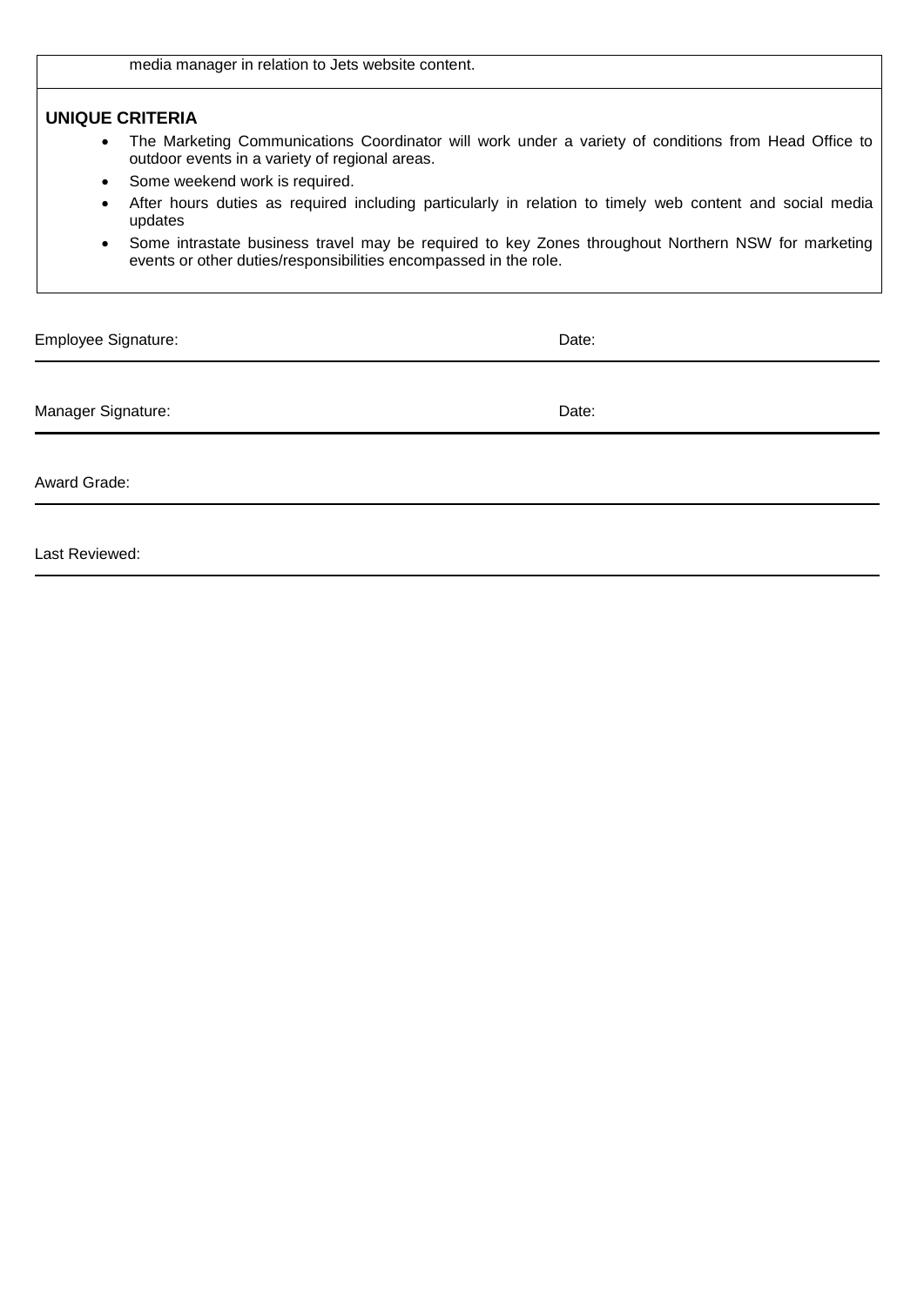media manager in relation to Jets website content.

**UNIQUE CRITERIA**

- The Marketing Communications Coordinator will work under a variety of conditions from Head Office to outdoor events in a variety of regional areas.
- Some weekend work is required.
- After hours duties as required including particularly in relation to timely web content and social media updates
- Some intrastate business travel may be required to key Zones throughout Northern NSW for marketing events or other duties/responsibilities encompassed in the role.

Employee Signature: Date:

Manager Signature: Date:

Award Grade:

Last Reviewed: